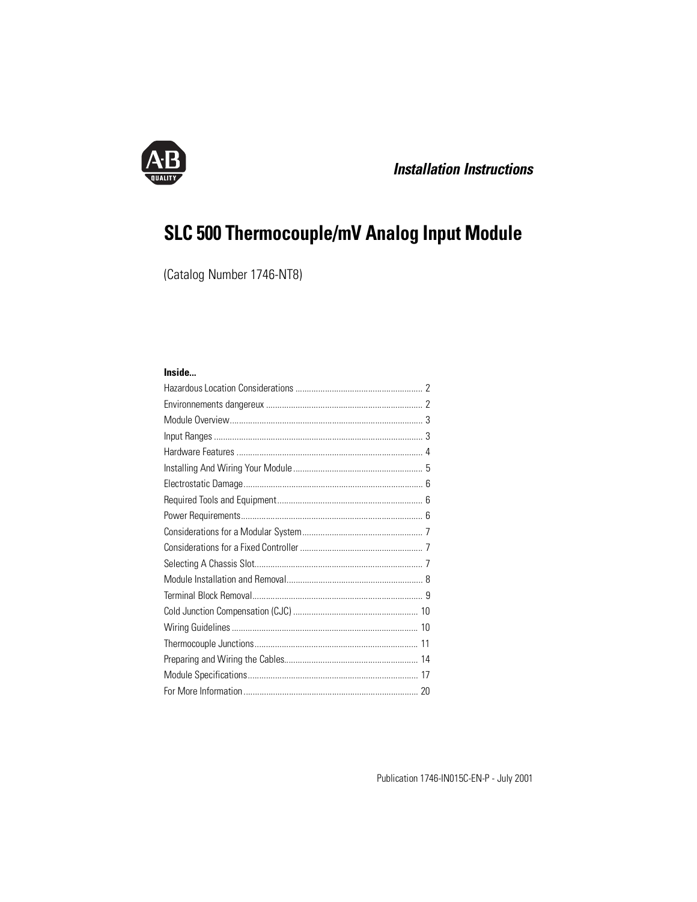*Installation Instructions*

# SLC 500 Thermocouple/mV Analog Input Module

(Catalog Number 1746-NT8)

**Inside...**

| | |
|---|---|
| Hazardous Location Considerations | 2 |
| Environnements dangereux | 2 |
| Module Overview | 3 |
| Input Ranges | 3 |
| Hardware Features | 4 |
| Installing And Wiring Your Module | 5 |
| Electrostatic Damage | 6 |
| Required Tools and Equipment | 6 |
| Power Requirements | 6 |
| Considerations for a Modular System | 7 |
| Considerations for a Fixed Controller | 7 |
| Selecting A Chassis Slot | 7 |
| Module Installation and Removal | 8 |
| Terminal Block Removal | 9 |
| Cold Junction Compensation (CJC) | 10 |
| Wiring Guidelines | 10 |
| Thermocouple Junctions | 11 |
| Preparing and Wiring the Cables | 14 |
| Module Specifications | 17 |
| For More Information | 20 |

Publication 1746-IN015C-EN-P - July 2001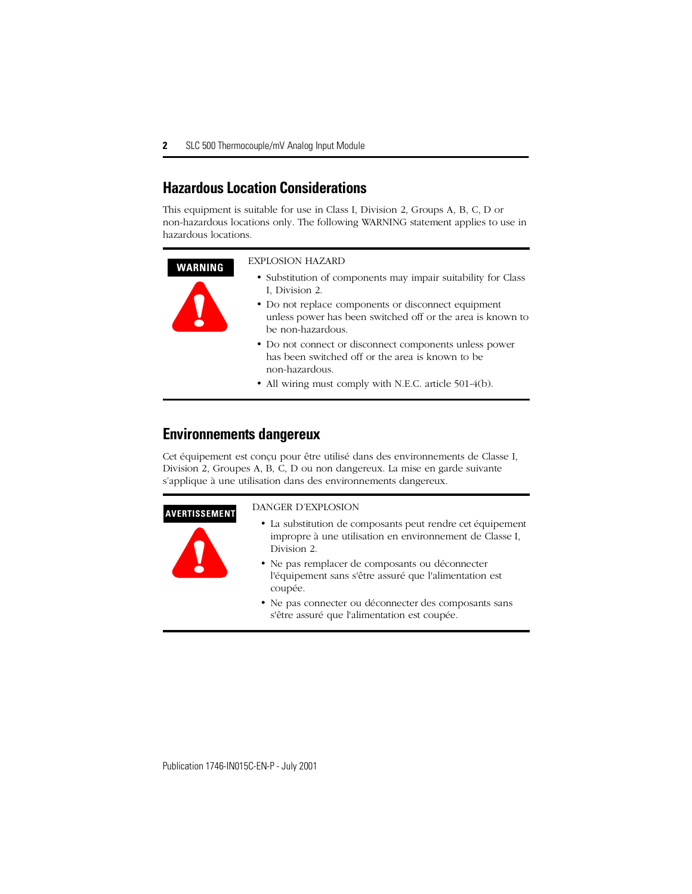## Hazardous Location Considerations

This equipment is suitable for use in Class I, Division 2, Groups A, B, C, D or non-hazardous locations only. The following WARNING statement applies to use in hazardous locations.

**WARNING**

EXPLOSION HAZARD

- Substitution of components may impair suitability for Class I, Division 2.
- Do not replace components or disconnect equipment unless power has been switched off or the area is known to be non-hazardous.
- Do not connect or disconnect components unless power has been switched off or the area is known to be non-hazardous.
- All wiring must comply with N.E.C. article 501-4(b).

## Environnements dangereux

Cet équipement est conçu pour être utilisé dans des environnements de Classe I, Division 2, Groupes A, B, C, D ou non dangereux. La mise en garde suivante s'applique à une utilisation dans des environnements dangereux.

**AVERTISSEMENT**

DANGER D'EXPLOSION

- La substitution de composants peut rendre cet équipement impropre à une utilisation en environnement de Classe I, Division 2.
- Ne pas remplacer de composants ou déconnecter l'équipement sans s'être assuré que l'alimentation est coupée.
- Ne pas connecter ou déconnecter des composants sans s'être assuré que l'alimentation est coupée.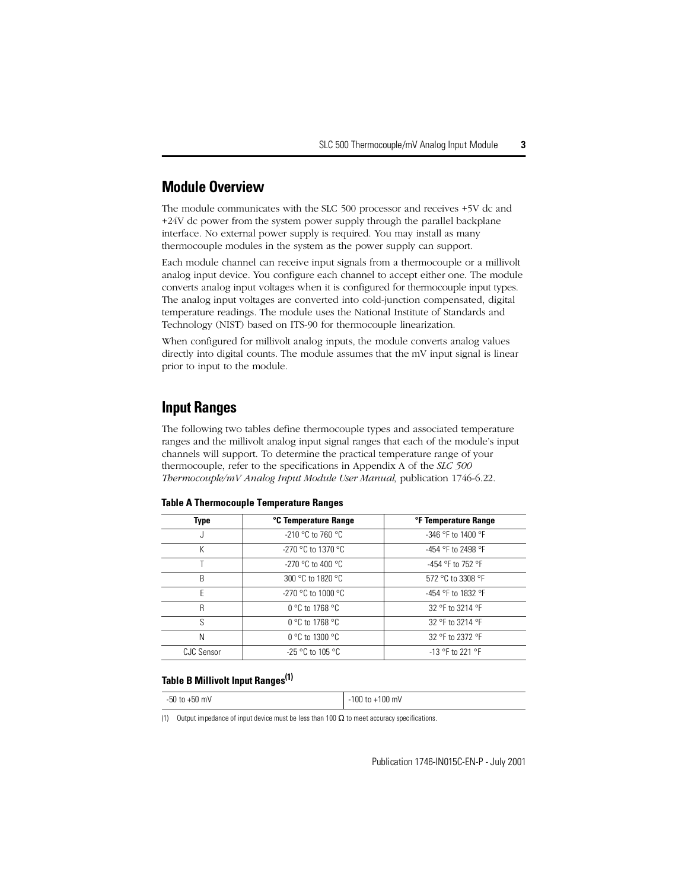## Module Overview

The module communicates with the SLC 500 processor and receives +5V dc and +24V dc power from the system power supply through the parallel backplane interface. No external power supply is required. You may install as many thermocouple modules in the system as the power supply can support.

Each module channel can receive input signals from a thermocouple or a millivolt analog input device. You configure each channel to accept either one. The module converts analog input voltages when it is configured for thermocouple input types. The analog input voltages are converted into cold-junction compensated, digital temperature readings. The module uses the National Institute of Standards and Technology (NIST) based on ITS-90 for thermocouple linearization.

When configured for millivolt analog inputs, the module converts analog values directly into digital counts. The module assumes that the mV input signal is linear prior to input to the module.

## Input Ranges

The following two tables define thermocouple types and associated temperature ranges and the millivolt analog input signal ranges that each of the module's input channels will support. To determine the practical temperature range of your thermocouple, refer to the specifications in Appendix A of the *SLC 500 Thermocouple/mV Analog Input Module User Manual*, publication 1746-6.22.

**Table A Thermocouple Temperature Ranges**

| Type | °C Temperature Range | °F Temperature Range |
|---|---|---|
| J | -210 °C to 760 °C | -346 °F to 1400 °F |
| K | -270 °C to 1370 °C | -454 °F to 2498 °F |
| T | -270 °C to 400 °C | -454 °F to 752 °F |
| B | 300 °C to 1820 °C | 572 °C to 3308 °F |
| E | -270 °C to 1000 °C | -454 °F to 1832 °F |
| R | 0 °C to 1768 °C | 32 °F to 3214 °F |
| S | 0 °C to 1768 °C | 32 °F to 3214 °F |
| N | 0 °C to 1300 °C | 32 °F to 2372 °F |
| CJC Sensor | -25 °C to 105 °C | -13 °F to 221 °F |

**Table B Millivolt Input Ranges(1)**

| -50 to +50 mV | -100 to +100 mV |
|---|---|

(1) Output impedance of input device must be less than 100 Ω to meet accuracy specifications.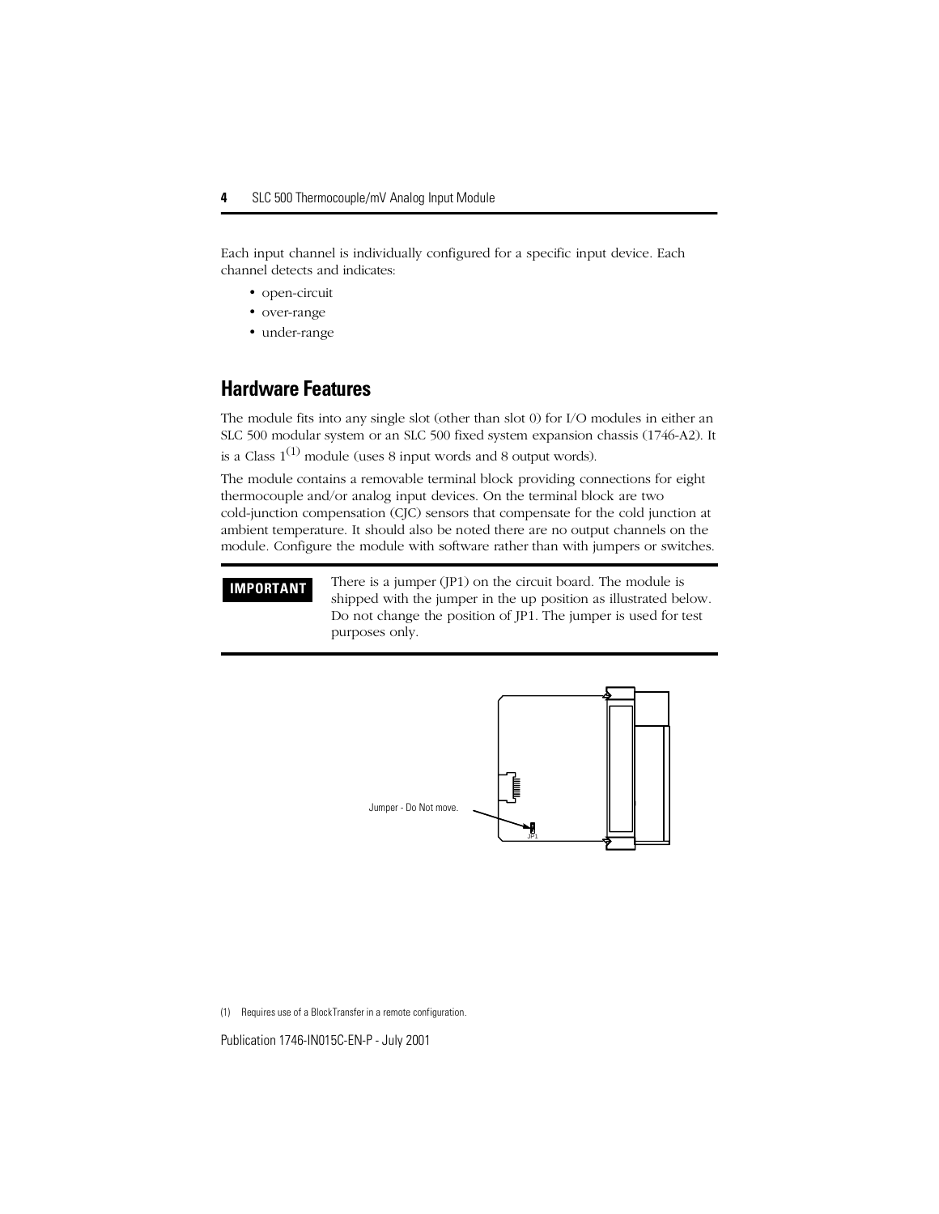Each input channel is individually configured for a specific input device. Each channel detects and indicates:

- open-circuit
- over-range
- under-range

## Hardware Features

The module fits into any single slot (other than slot 0) for I/O modules in either an SLC 500 modular system or an SLC 500 fixed system expansion chassis (1746-A2). It is a Class 1[1] module (uses 8 input words and 8 output words).

The module contains a removable terminal block providing connections for eight thermocouple and/or analog input devices. On the terminal block are two cold-junction compensation (CJC) sensors that compensate for the cold junction at ambient temperature. It should also be noted there are no output channels on the module. Configure the module with software rather than with jumpers or switches.

**IMPORTANT** There is a jumper (JP1) on the circuit board. The module is shipped with the jumper in the up position as illustrated below. Do not change the position of JP1. The jumper is used for test purposes only.

Jumper - Do Not move.

JP1

(1) Requires use of a BlockTransfer in a remote configuration.

Publication 1746-IN015C-EN-P - July 2001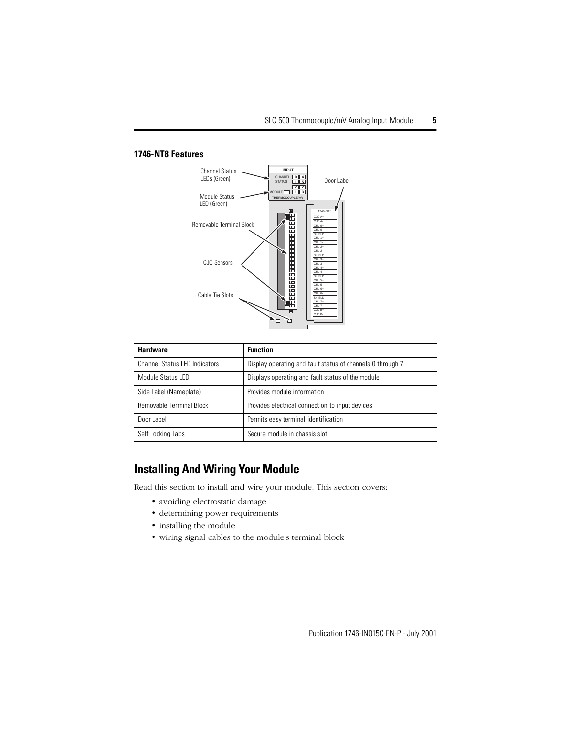## 1746-NT8 Features

| Hardware | Function |
|---|---|
| Channel Status LED Indicators | Display operating and fault status of channels 0 through 7 |
| Module Status LED | Displays operating and fault status of the module |
| Side Label (Nameplate) | Provides module information |
| Removable Terminal Block | Provides electrical connection to input devices |
| Door Label | Permits easy terminal identification |
| Self Locking Tabs | Secure module in chassis slot |

# Installing And Wiring Your Module

Read this section to install and wire your module. This section covers:

- avoiding electrostatic damage
- determining power requirements
- installing the module
- wiring signal cables to the module's terminal block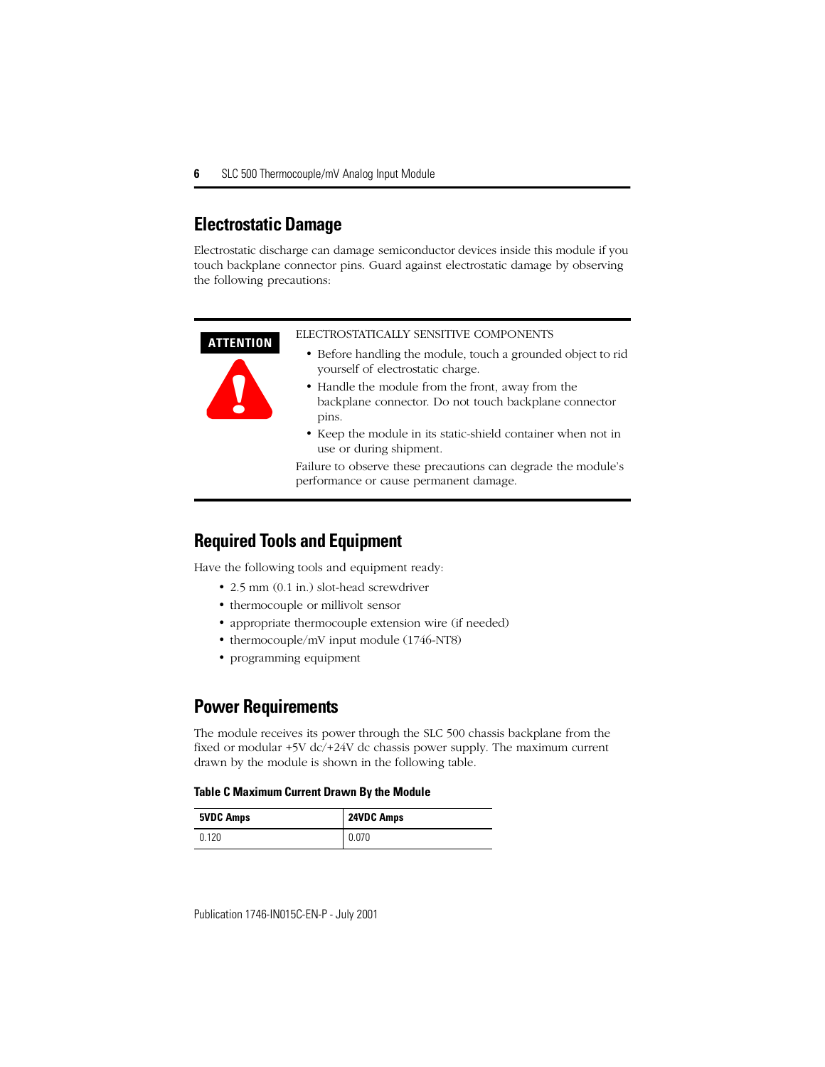## Electrostatic Damage

Electrostatic discharge can damage semiconductor devices inside this module if you touch backplane connector pins. Guard against electrostatic damage by observing the following precautions:

**ATTENTION**

ELECTROSTATICALLY SENSITIVE COMPONENTS

- Before handling the module, touch a grounded object to rid yourself of electrostatic charge.
- Handle the module from the front, away from the backplane connector. Do not touch backplane connector pins.
- Keep the module in its static-shield container when not in use or during shipment.

Failure to observe these precautions can degrade the module's performance or cause permanent damage.

## Required Tools and Equipment

Have the following tools and equipment ready:

- 2.5 mm (0.1 in.) slot-head screwdriver
- thermocouple or millivolt sensor
- appropriate thermocouple extension wire (if needed)
- thermocouple/mV input module (1746-NT8)
- programming equipment

## Power Requirements

The module receives its power through the SLC 500 chassis backplane from the fixed or modular +5V dc/+24V dc chassis power supply. The maximum current drawn by the module is shown in the following table.

**Table C Maximum Current Drawn By the Module**

| 5VDC Amps | 24VDC Amps |
| --- | --- |
| 0.120 | 0.070 |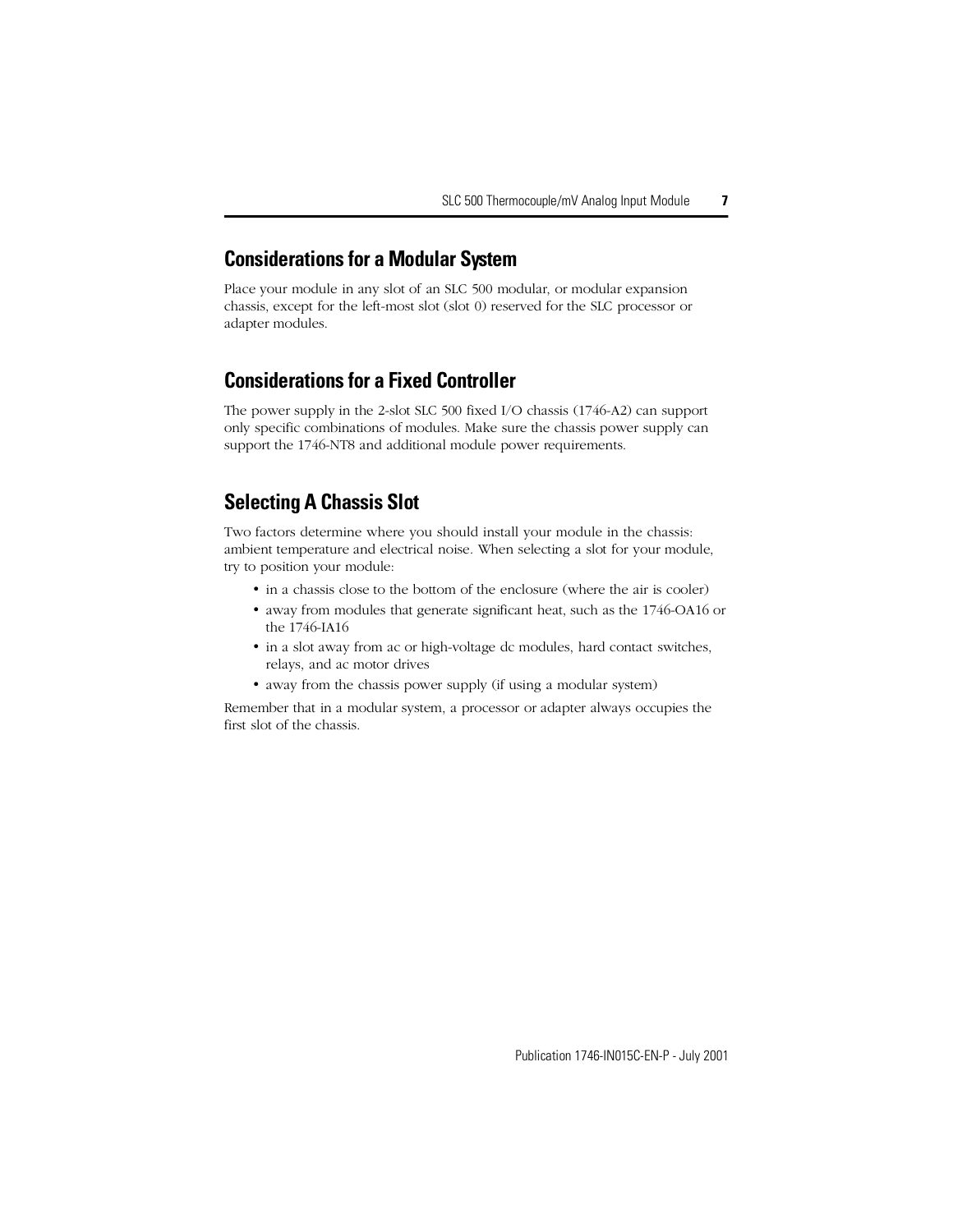## Considerations for a Modular System

Place your module in any slot of an SLC 500 modular, or modular expansion chassis, except for the left-most slot (slot 0) reserved for the SLC processor or adapter modules.

## Considerations for a Fixed Controller

The power supply in the 2-slot SLC 500 fixed I/O chassis (1746-A2) can support only specific combinations of modules. Make sure the chassis power supply can support the 1746-NT8 and additional module power requirements.

## Selecting A Chassis Slot

Two factors determine where you should install your module in the chassis: ambient temperature and electrical noise. When selecting a slot for your module, try to position your module:

- in a chassis close to the bottom of the enclosure (where the air is cooler)
- away from modules that generate significant heat, such as the 1746-OA16 or the 1746-IA16
- in a slot away from ac or high-voltage dc modules, hard contact switches, relays, and ac motor drives
- away from the chassis power supply (if using a modular system)

Remember that in a modular system, a processor or adapter always occupies the first slot of the chassis.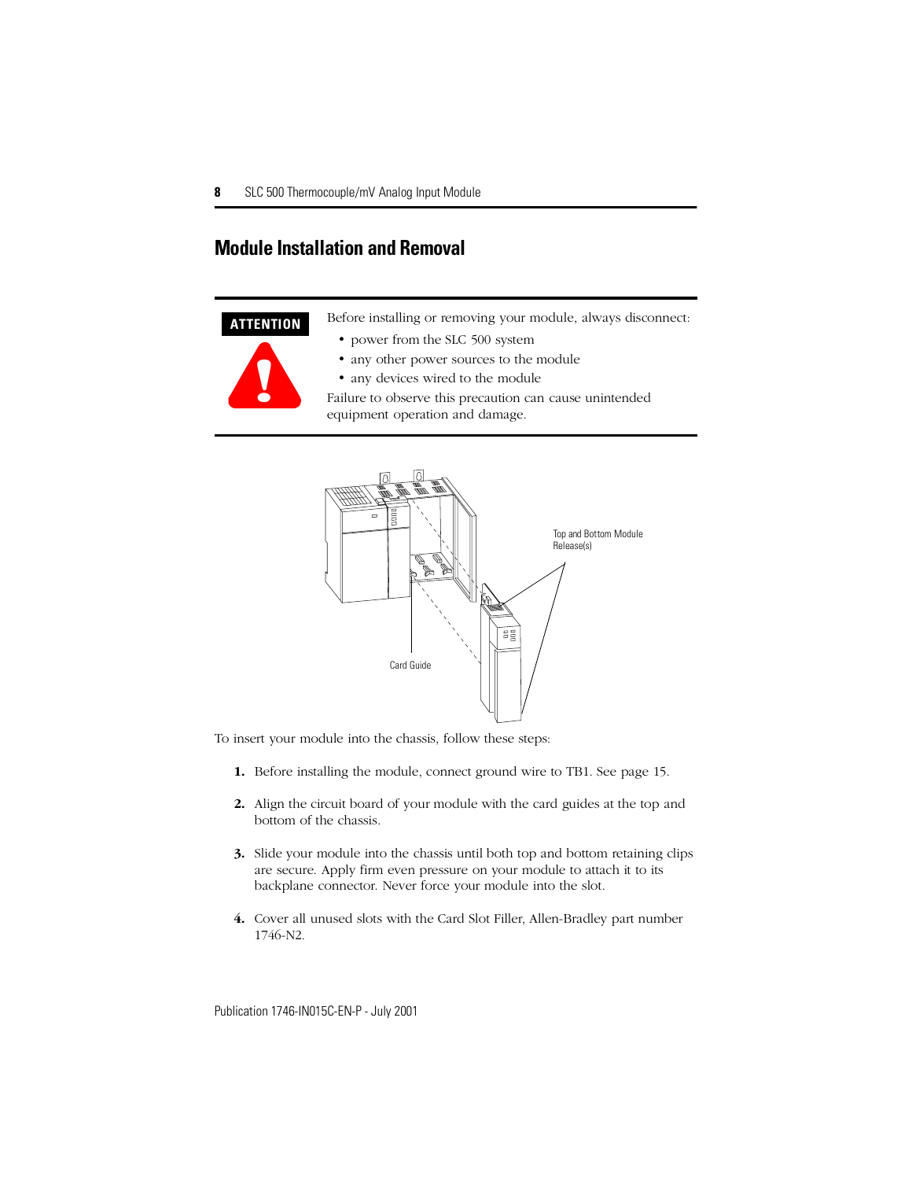## Module Installation and Removal

**ATTENTION**

Before installing or removing your module, always disconnect:

- power from the SLC 500 system
- any other power sources to the module
- any devices wired to the module

Failure to observe this precaution can cause unintended equipment operation and damage.

Top and Bottom Module Release(s)

Card Guide

To insert your module into the chassis, follow these steps:

1. Before installing the module, connect ground wire to TB1. See page 15.
2. Align the circuit board of your module with the card guides at the top and bottom of the chassis.
3. Slide your module into the chassis until both top and bottom retaining clips are secure. Apply firm even pressure on your module to attach it to its backplane connector. Never force your module into the slot.
4. Cover all unused slots with the Card Slot Filler, Allen-Bradley part number 1746-N2.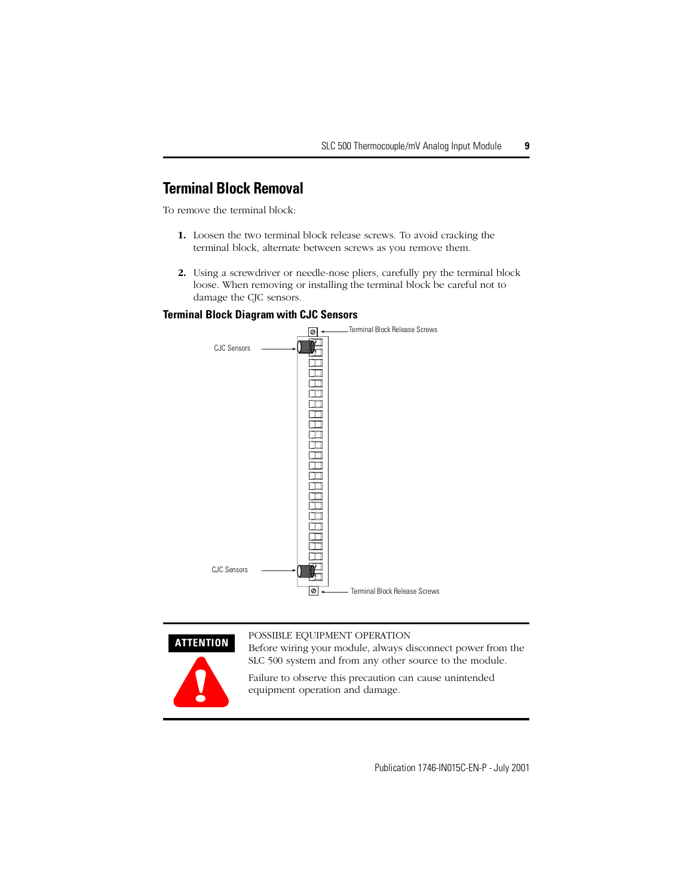## Terminal Block Removal

To remove the terminal block:

1. Loosen the two terminal block release screws. To avoid cracking the terminal block, alternate between screws as you remove them.

2. Using a screwdriver or needle-nose pliers, carefully pry the terminal block loose. When removing or installing the terminal block be careful not to damage the CJC sensors.

### Terminal Block Diagram with CJC Sensors

Terminal Block Release Screws

CJC Sensors

CJC Sensors

Terminal Block Release Screws

**ATTENTION**

POSSIBLE EQUIPMENT OPERATION

Before wiring your module, always disconnect power from the SLC 500 system and from any other source to the module.

Failure to observe this precaution can cause unintended equipment operation and damage.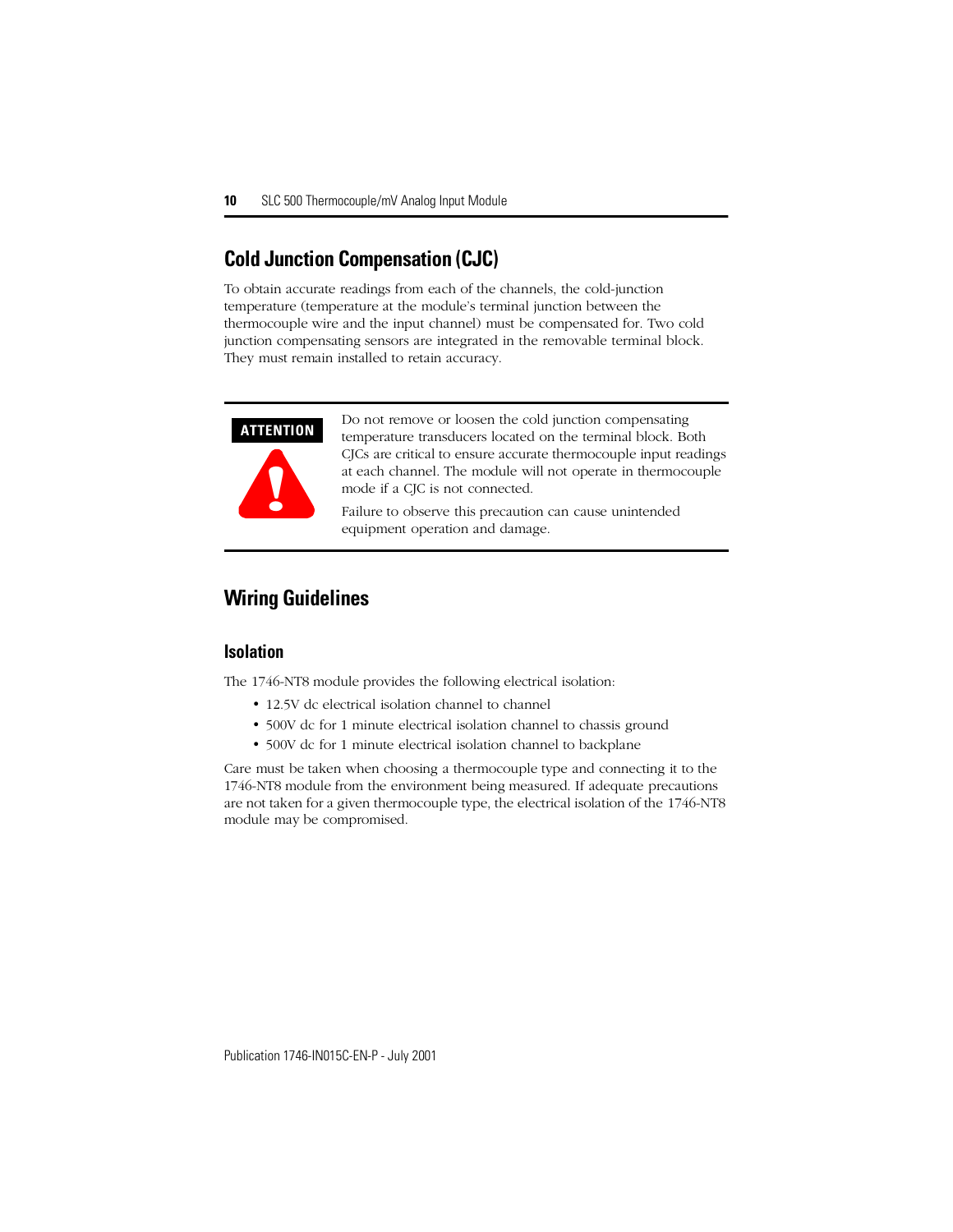## Cold Junction Compensation (CJC)

To obtain accurate readings from each of the channels, the cold-junction temperature (temperature at the module's terminal junction between the thermocouple wire and the input channel) must be compensated for. Two cold junction compensating sensors are integrated in the removable terminal block. They must remain installed to retain accuracy.

**ATTENTION**

Do not remove or loosen the cold junction compensating temperature transducers located on the terminal block. Both CJCs are critical to ensure accurate thermocouple input readings at each channel. The module will not operate in thermocouple mode if a CJC is not connected.

Failure to observe this precaution can cause unintended equipment operation and damage.

## Wiring Guidelines

### Isolation

The 1746-NT8 module provides the following electrical isolation:

- 12.5V dc electrical isolation channel to channel
- 500V dc for 1 minute electrical isolation channel to chassis ground
- 500V dc for 1 minute electrical isolation channel to backplane

Care must be taken when choosing a thermocouple type and connecting it to the 1746-NT8 module from the environment being measured. If adequate precautions are not taken for a given thermocouple type, the electrical isolation of the 1746-NT8 module may be compromised.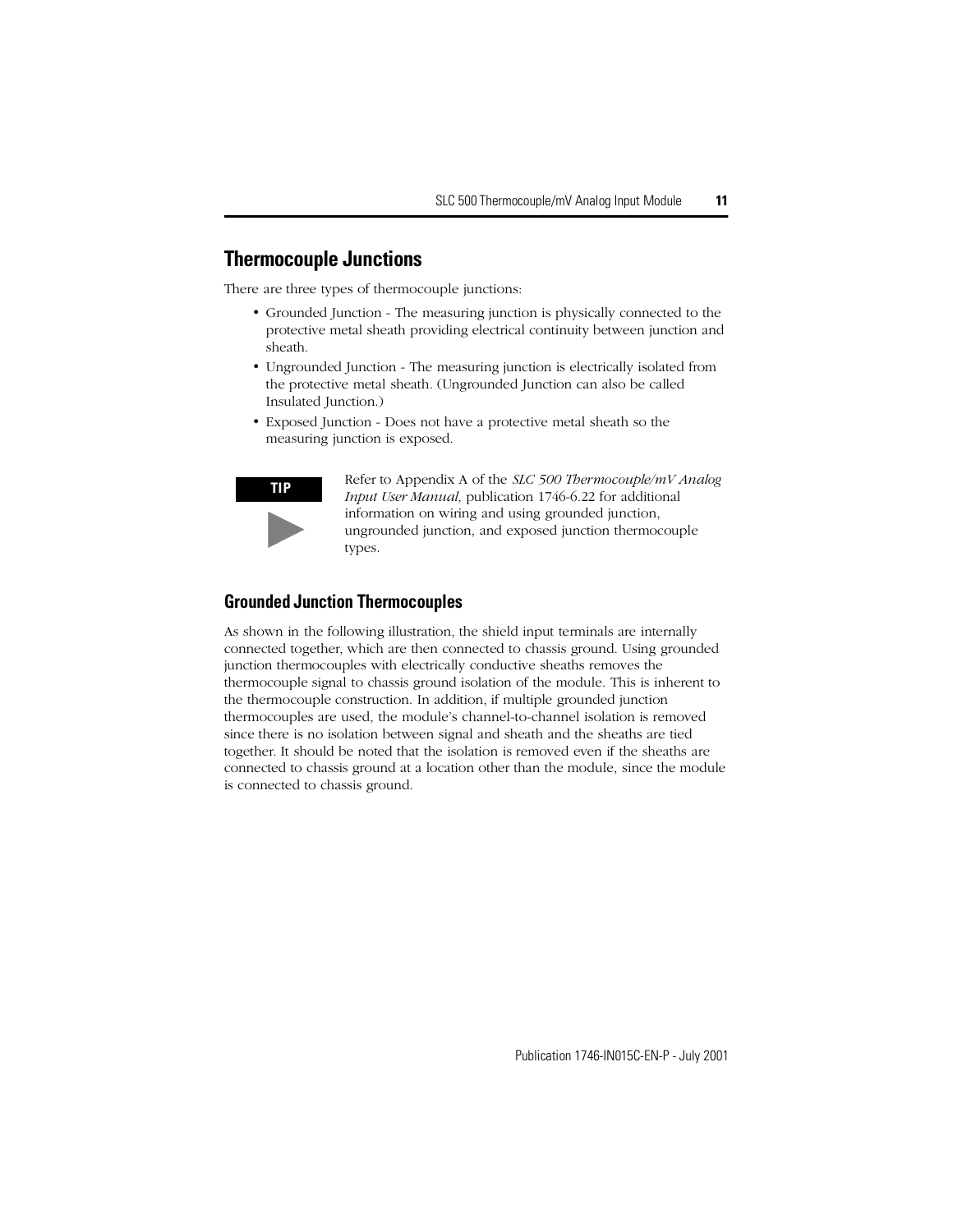## Thermocouple Junctions

There are three types of thermocouple junctions:

- Grounded Junction - The measuring junction is physically connected to the protective metal sheath providing electrical continuity between junction and sheath.
- Ungrounded Junction - The measuring junction is electrically isolated from the protective metal sheath. (Ungrounded Junction can also be called Insulated Junction.)
- Exposed Junction - Does not have a protective metal sheath so the measuring junction is exposed.

**TIP** Refer to Appendix A of the *SLC 500 Thermocouple/mV Analog Input User Manual*, publication 1746-6.22 for additional information on wiring and using grounded junction, ungrounded junction, and exposed junction thermocouple types.

### Grounded Junction Thermocouples

As shown in the following illustration, the shield input terminals are internally connected together, which are then connected to chassis ground. Using grounded junction thermocouples with electrically conductive sheaths removes the thermocouple signal to chassis ground isolation of the module. This is inherent to the thermocouple construction. In addition, if multiple grounded junction thermocouples are used, the module's channel-to-channel isolation is removed since there is no isolation between signal and sheath and the sheaths are tied together. It should be noted that the isolation is removed even if the sheaths are connected to chassis ground at a location other than the module, since the module is connected to chassis ground.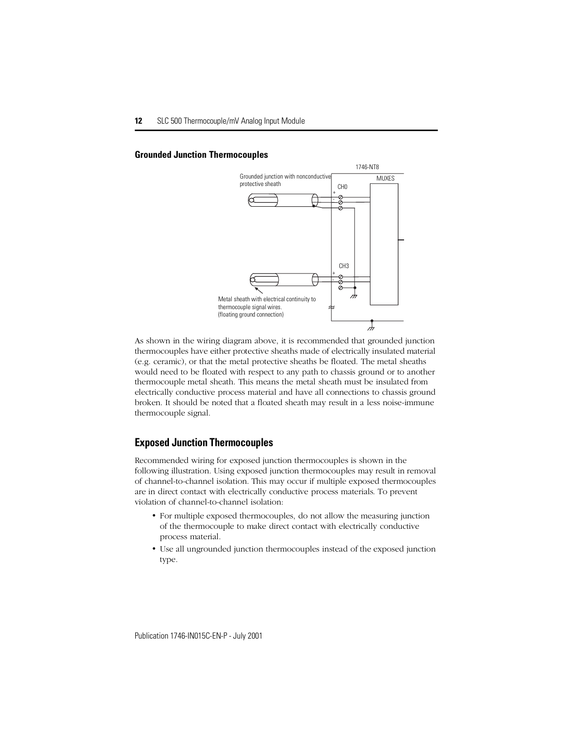### Grounded Junction Thermocouples

1746-NT8

Grounded junction with nonconductive protective sheath

MUXES

CH0

CH3

Metal sheath with electrical continuity to thermocouple signal wires. (floating ground connection)

As shown in the wiring diagram above, it is recommended that grounded junction thermocouples have either protective sheaths made of electrically insulated material (e.g. ceramic), or that the metal protective sheaths be floated. The metal sheaths would need to be floated with respect to any path to chassis ground or to another thermocouple metal sheath. This means the metal sheath must be insulated from electrically conductive process material and have all connections to chassis ground broken. It should be noted that a floated sheath may result in a less noise-immune thermocouple signal.

## Exposed Junction Thermocouples

Recommended wiring for exposed junction thermocouples is shown in the following illustration. Using exposed junction thermocouples may result in removal of channel-to-channel isolation. This may occur if multiple exposed thermocouples are in direct contact with electrically conductive process materials. To prevent violation of channel-to-channel isolation:

- For multiple exposed thermocouples, do not allow the measuring junction of the thermocouple to make direct contact with electrically conductive process material.
- Use all ungrounded junction thermocouples instead of the exposed junction type.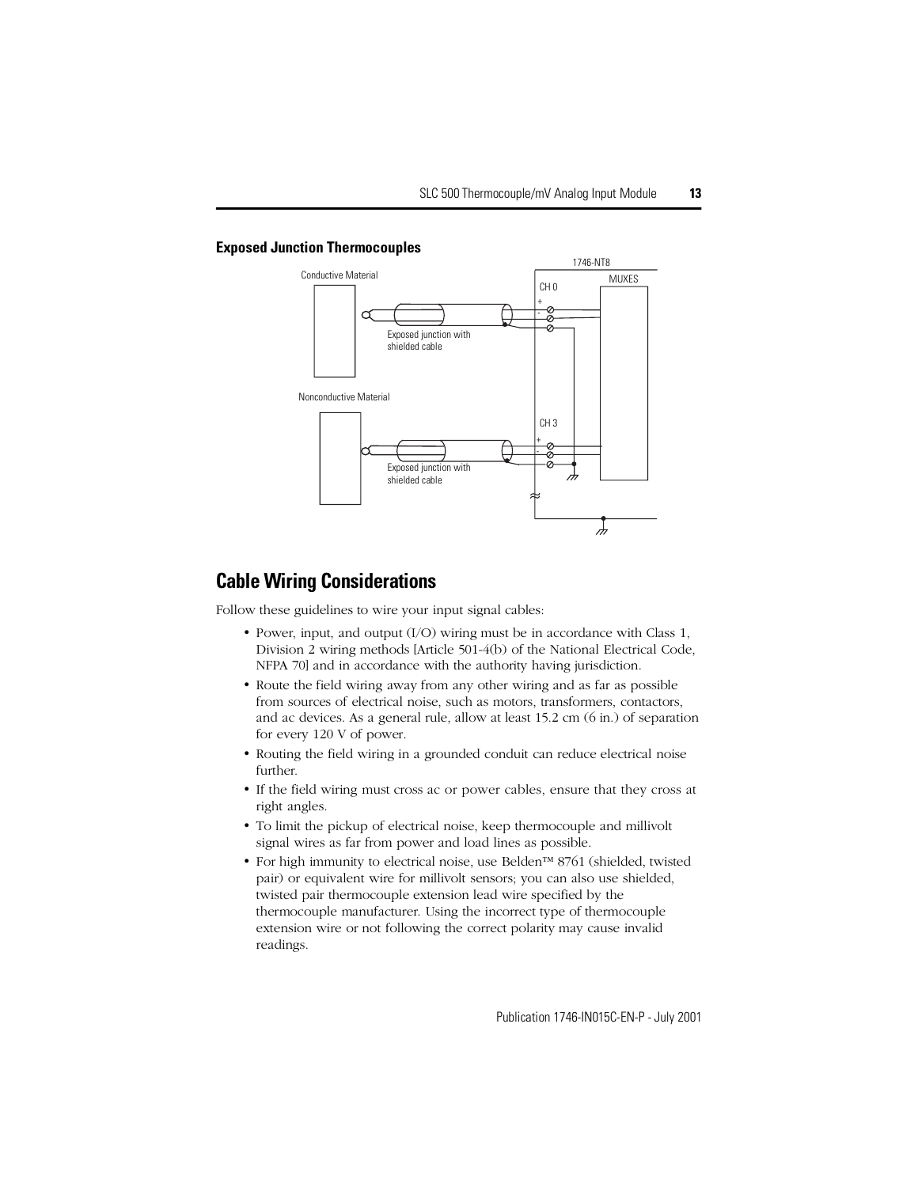### Exposed Junction Thermocouples

1746-NT8

Conductive Material

MUXES

CH 0

Exposed junction with shielded cable

Nonconductive Material

CH 3

Exposed junction with shielded cable

## Cable Wiring Considerations

Follow these guidelines to wire your input signal cables:

- Power, input, and output (I/O) wiring must be in accordance with Class 1, Division 2 wiring methods [Article 501-4(b) of the National Electrical Code, NFPA 70] and in accordance with the authority having jurisdiction.
- Route the field wiring away from any other wiring and as far as possible from sources of electrical noise, such as motors, transformers, contactors, and ac devices. As a general rule, allow at least 15.2 cm (6 in.) of separation for every 120 V of power.
- Routing the field wiring in a grounded conduit can reduce electrical noise further.
- If the field wiring must cross ac or power cables, ensure that they cross at right angles.
- To limit the pickup of electrical noise, keep thermocouple and millivolt signal wires as far from power and load lines as possible.
- For high immunity to electrical noise, use Belden™ 8761 (shielded, twisted pair) or equivalent wire for millivolt sensors; you can also use shielded, twisted pair thermocouple extension lead wire specified by the thermocouple manufacturer. Using the incorrect type of thermocouple extension wire or not following the correct polarity may cause invalid readings.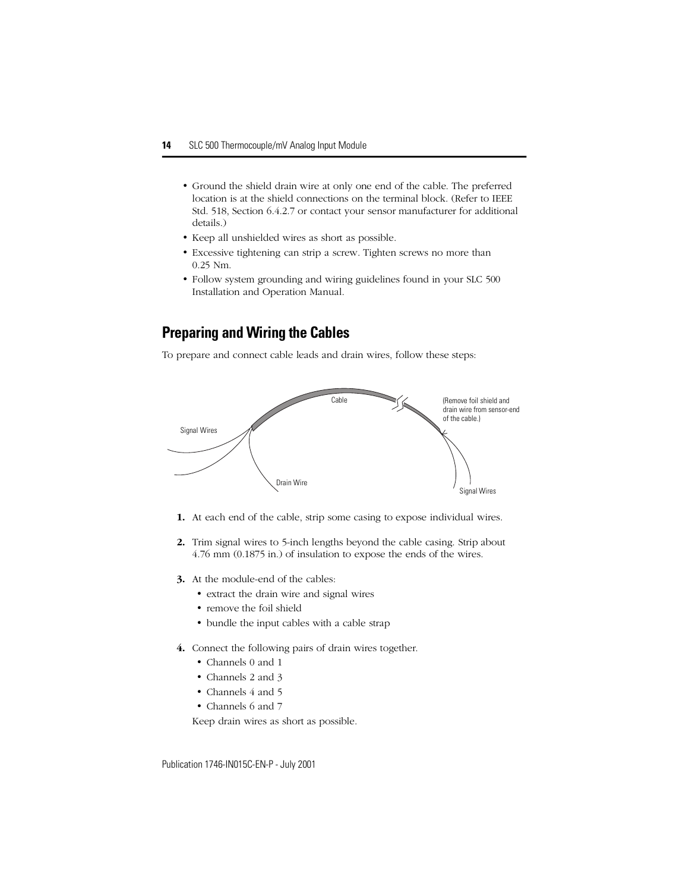- Ground the shield drain wire at only one end of the cable. The preferred location is at the shield connections on the terminal block. (Refer to IEEE Std. 518, Section 6.4.2.7 or contact your sensor manufacturer for additional details.)
- Keep all unshielded wires as short as possible.
- Excessive tightening can strip a screw. Tighten screws no more than 0.25 Nm.
- Follow system grounding and wiring guidelines found in your SLC 500 Installation and Operation Manual.

## Preparing and Wiring the Cables

To prepare and connect cable leads and drain wires, follow these steps:

Cable

(Remove foil shield and drain wire from sensor-end of the cable.)

Signal Wires

Drain Wire

Signal Wires

1. At each end of the cable, strip some casing to expose individual wires.
2. Trim signal wires to 5-inch lengths beyond the cable casing. Strip about 4.76 mm (0.1875 in.) of insulation to expose the ends of the wires.
3. At the module-end of the cables:
   - extract the drain wire and signal wires
   - remove the foil shield
   - bundle the input cables with a cable strap
4. Connect the following pairs of drain wires together.
   - Channels 0 and 1
   - Channels 2 and 3
   - Channels 4 and 5
   - Channels 6 and 7

   Keep drain wires as short as possible.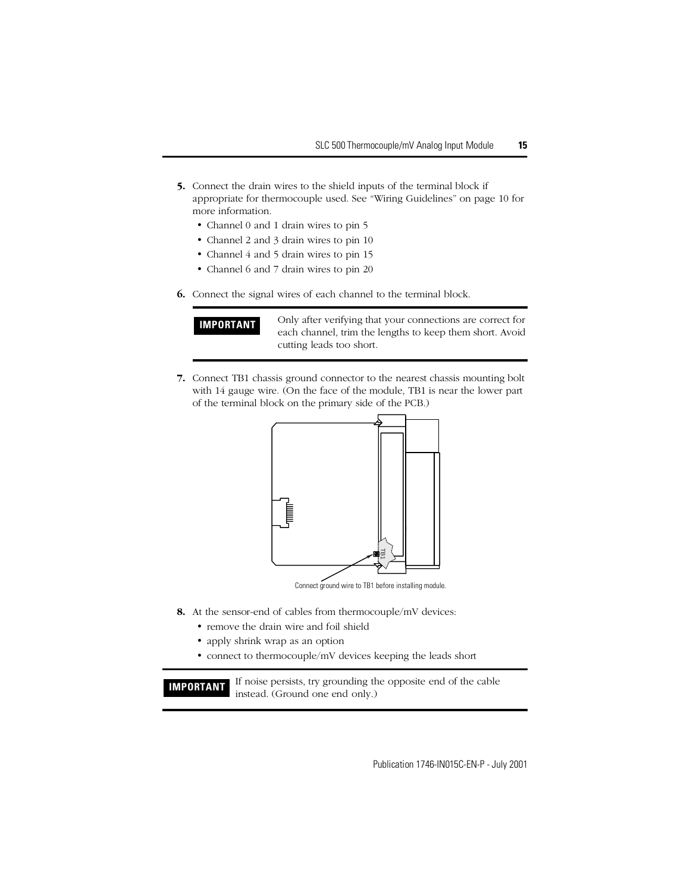5. Connect the drain wires to the shield inputs of the terminal block if appropriate for thermocouple used. See "Wiring Guidelines" on page 10 for more information.
   - Channel 0 and 1 drain wires to pin 5
   - Channel 2 and 3 drain wires to pin 10
   - Channel 4 and 5 drain wires to pin 15
   - Channel 6 and 7 drain wires to pin 20

6. Connect the signal wires of each channel to the terminal block.

> **IMPORTANT** Only after verifying that your connections are correct for each channel, trim the lengths to keep them short. Avoid cutting leads too short.

7. Connect TB1 chassis ground connector to the nearest chassis mounting bolt with 14 gauge wire. (On the face of the module, TB1 is near the lower part of the terminal block on the primary side of the PCB.)

Connect ground wire to TB1 before installing module.

8. At the sensor-end of cables from thermocouple/mV devices:
   - remove the drain wire and foil shield
   - apply shrink wrap as an option
   - connect to thermocouple/mV devices keeping the leads short

> **IMPORTANT** If noise persists, try grounding the opposite end of the cable instead. (Ground one end only.)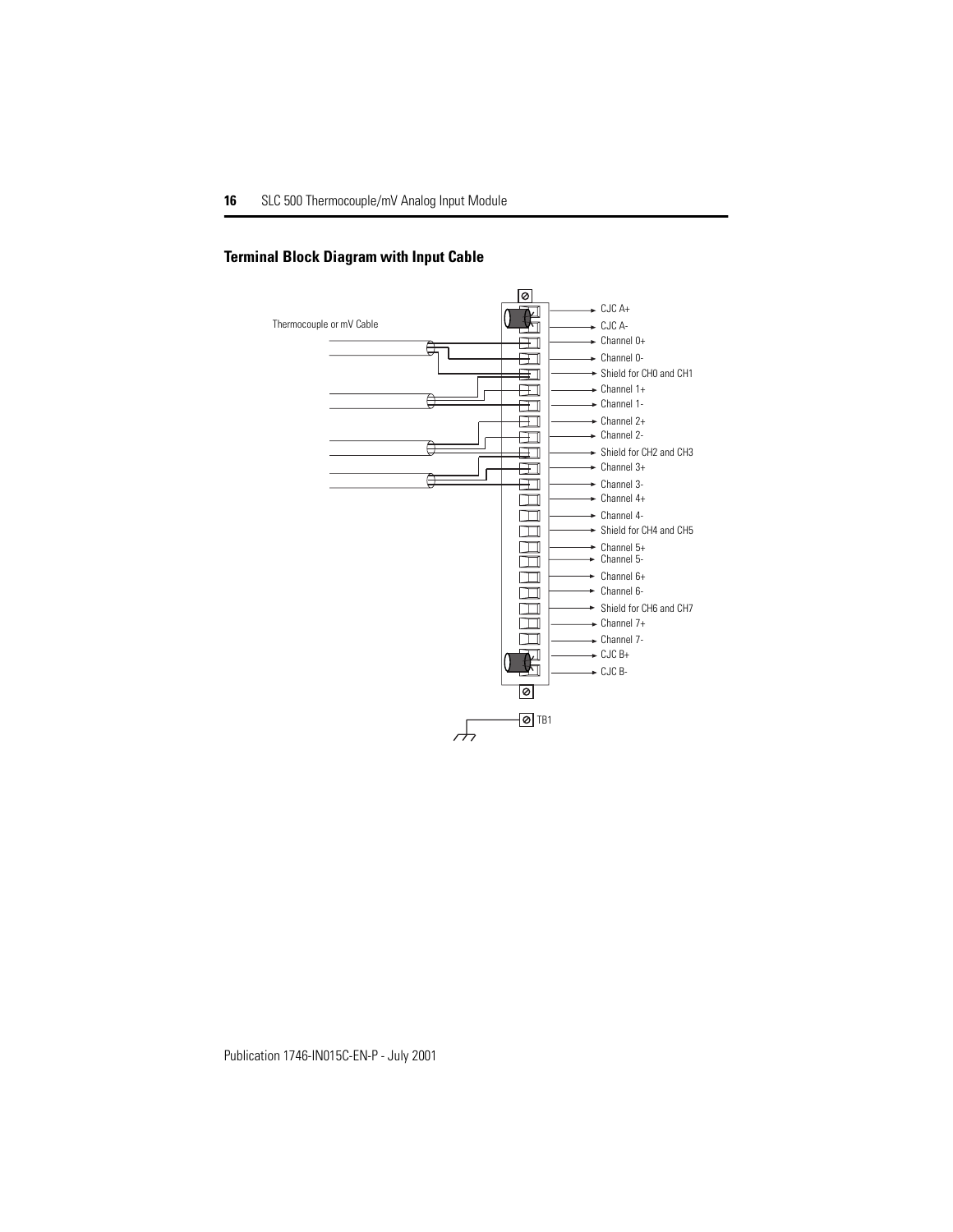## Terminal Block Diagram with Input Cable

Thermocouple or mV Cable

- CJC A+
- CJC A-
- Channel 0+
- Channel 0-
- Shield for CH0 and CH1
- Channel 1+
- Channel 1-
- Channel 2+
- Channel 2-
- Shield for CH2 and CH3
- Channel 3+
- Channel 3-
- Channel 4+
- Channel 4-
- Shield for CH4 and CH5
- Channel 5+
- Channel 5-
- Channel 6+
- Channel 6-
- Shield for CH6 and CH7
- Channel 7+
- Channel 7-
- CJC B+
- CJC B-

TB1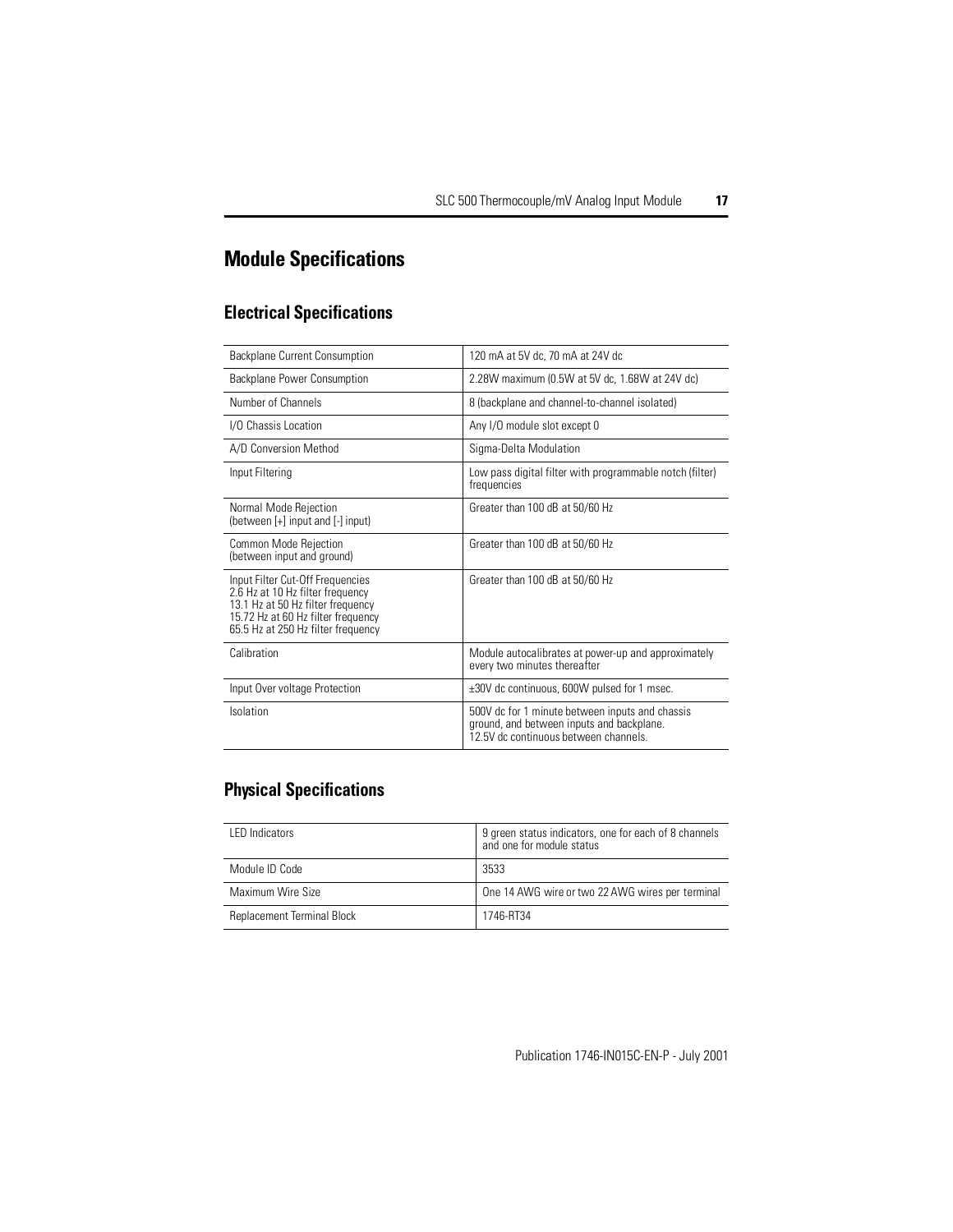# Module Specifications

## Electrical Specifications

| | |
|---|---|
| Backplane Current Consumption | 120 mA at 5V dc, 70 mA at 24V dc |
| Backplane Power Consumption | 2.28W maximum (0.5W at 5V dc, 1.68W at 24V dc) |
| Number of Channels | 8 (backplane and channel-to-channel isolated) |
| I/O Chassis Location | Any I/O module slot except 0 |
| A/D Conversion Method | Sigma-Delta Modulation |
| Input Filtering | Low pass digital filter with programmable notch (filter) frequencies |
| Normal Mode Rejection (between [+] input and [-] input) | Greater than 100 dB at 50/60 Hz |
| Common Mode Rejection (between input and ground) | Greater than 100 dB at 50/60 Hz |
| Input Filter Cut-Off Frequencies<br>2.6 Hz at 10 Hz filter frequency<br>13.1 Hz at 50 Hz filter frequency<br>15.72 Hz at 60 Hz filter frequency<br>65.5 Hz at 250 Hz filter frequency | Greater than 100 dB at 50/60 Hz |
| Calibration | Module autocalibrates at power-up and approximately every two minutes thereafter |
| Input Over voltage Protection | ±30V dc continuous, 600W pulsed for 1 msec. |
| Isolation | 500V dc for 1 minute between inputs and chassis ground, and between inputs and backplane.<br>12.5V dc continuous between channels. |

## Physical Specifications

| | |
|---|---|
| LED Indicators | 9 green status indicators, one for each of 8 channels and one for module status |
| Module ID Code | 3533 |
| Maximum Wire Size | One 14 AWG wire or two 22 AWG wires per terminal |
| Replacement Terminal Block | 1746-RT34 |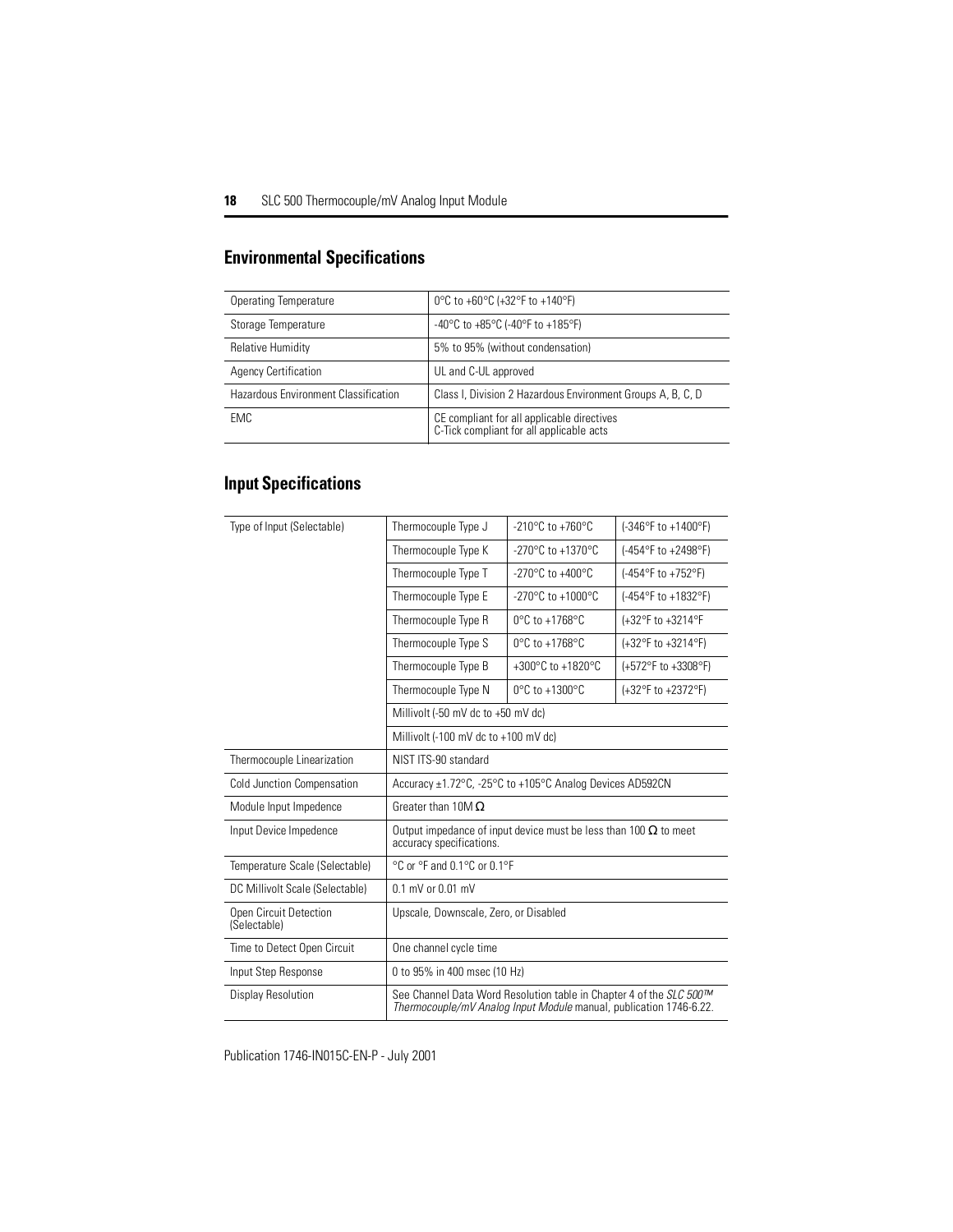## Environmental Specifications

| | |
|---|---|
| Operating Temperature | 0°C to +60°C (+32°F to +140°F) |
| Storage Temperature | -40°C to +85°C (-40°F to +185°F) |
| Relative Humidity | 5% to 95% (without condensation) |
| Agency Certification | UL and C-UL approved |
| Hazardous Environment Classification | Class I, Division 2 Hazardous Environment Groups A, B, C, D |
| EMC | CE compliant for all applicable directives<br>C-Tick compliant for all applicable acts |

## Input Specifications

| | | | |
|---|---|---|---|
| Type of Input (Selectable) | Thermocouple Type J | -210°C to +760°C | (-346°F to +1400°F) |
| | Thermocouple Type K | -270°C to +1370°C | (-454°F to +2498°F) |
| | Thermocouple Type T | -270°C to +400°C | (-454°F to +752°F) |
| | Thermocouple Type E | -270°C to +1000°C | (-454°F to +1832°F) |
| | Thermocouple Type R | 0°C to +1768°C | (+32°F to +3214°F |
| | Thermocouple Type S | 0°C to +1768°C | (+32°F to +3214°F) |
| | Thermocouple Type B | +300°C to +1820°C | (+572°F to +3308°F) |
| | Thermocouple Type N | 0°C to +1300°C | (+32°F to +2372°F) |
| | Millivolt (-50 mV dc to +50 mV dc) | | |
| | Millivolt (-100 mV dc to +100 mV dc) | | |
| Thermocouple Linearization | NIST ITS-90 standard | | |
| Cold Junction Compensation | Accuracy ±1.72°C, -25°C to +105°C Analog Devices AD592CN | | |
| Module Input Impedence | Greater than 10M Ω | | |
| Input Device Impedence | Output impedance of input device must be less than 100 Ω to meet accuracy specifications. | | |
| Temperature Scale (Selectable) | °C or °F and 0.1°C or 0.1°F | | |
| DC Millivolt Scale (Selectable) | 0.1 mV or 0.01 mV | | |
| Open Circuit Detection (Selectable) | Upscale, Downscale, Zero, or Disabled | | |
| Time to Detect Open Circuit | One channel cycle time | | |
| Input Step Response | 0 to 95% in 400 msec (10 Hz) | | |
| Display Resolution | See Channel Data Word Resolution table in Chapter 4 of the *SLC 500™ Thermocouple/mV Analog Input Module* manual, publication 1746-6.22. | | |

Publication 1746-IN015C-EN-P - July 2001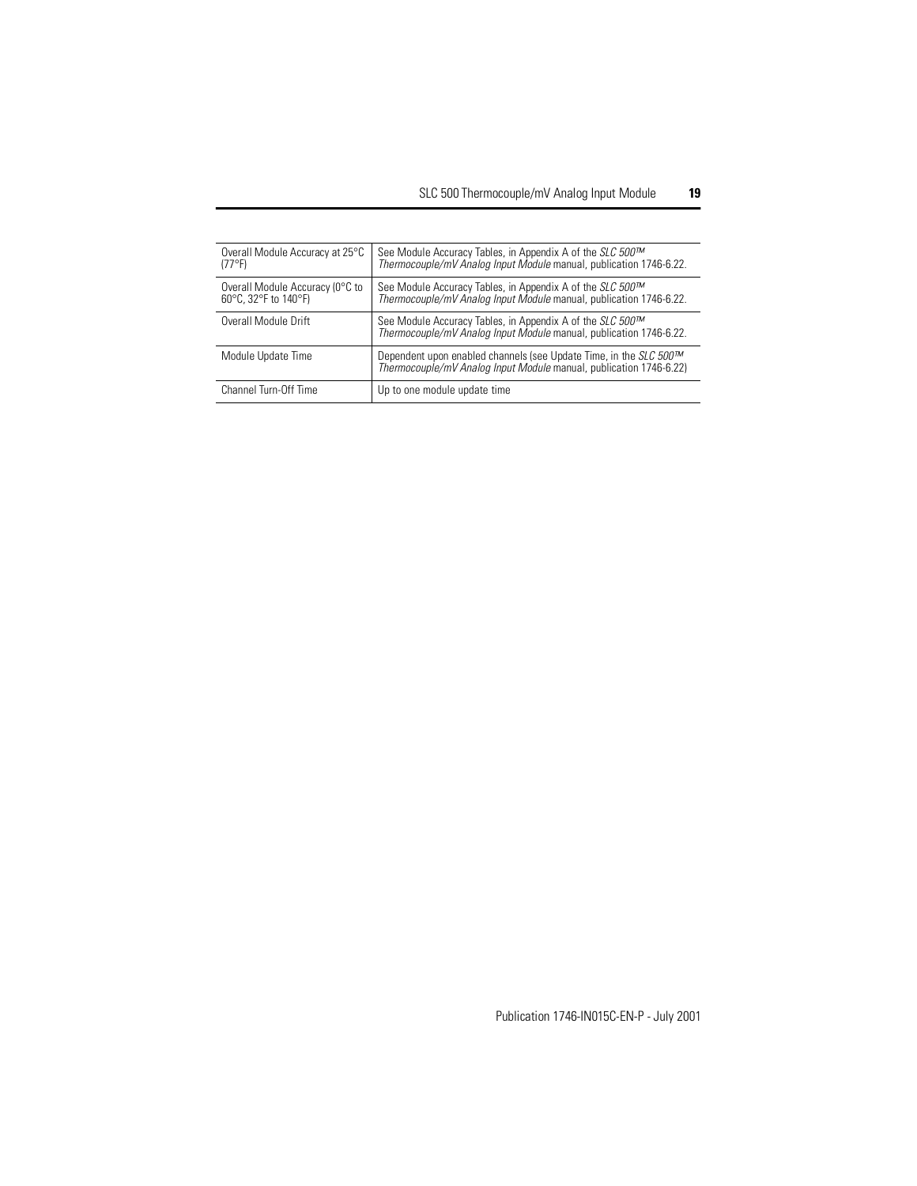| | |
|---|---|
| Overall Module Accuracy at 25°C (77°F) | See Module Accuracy Tables, in Appendix A of the *SLC 500™ Thermocouple/mV Analog Input Module* manual, publication 1746-6.22. |
| Overall Module Accuracy (0°C to 60°C, 32°F to 140°F) | See Module Accuracy Tables, in Appendix A of the *SLC 500™ Thermocouple/mV Analog Input Module* manual, publication 1746-6.22. |
| Overall Module Drift | See Module Accuracy Tables, in Appendix A of the *SLC 500™ Thermocouple/mV Analog Input Module* manual, publication 1746-6.22. |
| Module Update Time | Dependent upon enabled channels (see Update Time, in the *SLC 500™ Thermocouple/mV Analog Input Module* manual, publication 1746-6.22) |
| Channel Turn-Off Time | Up to one module update time |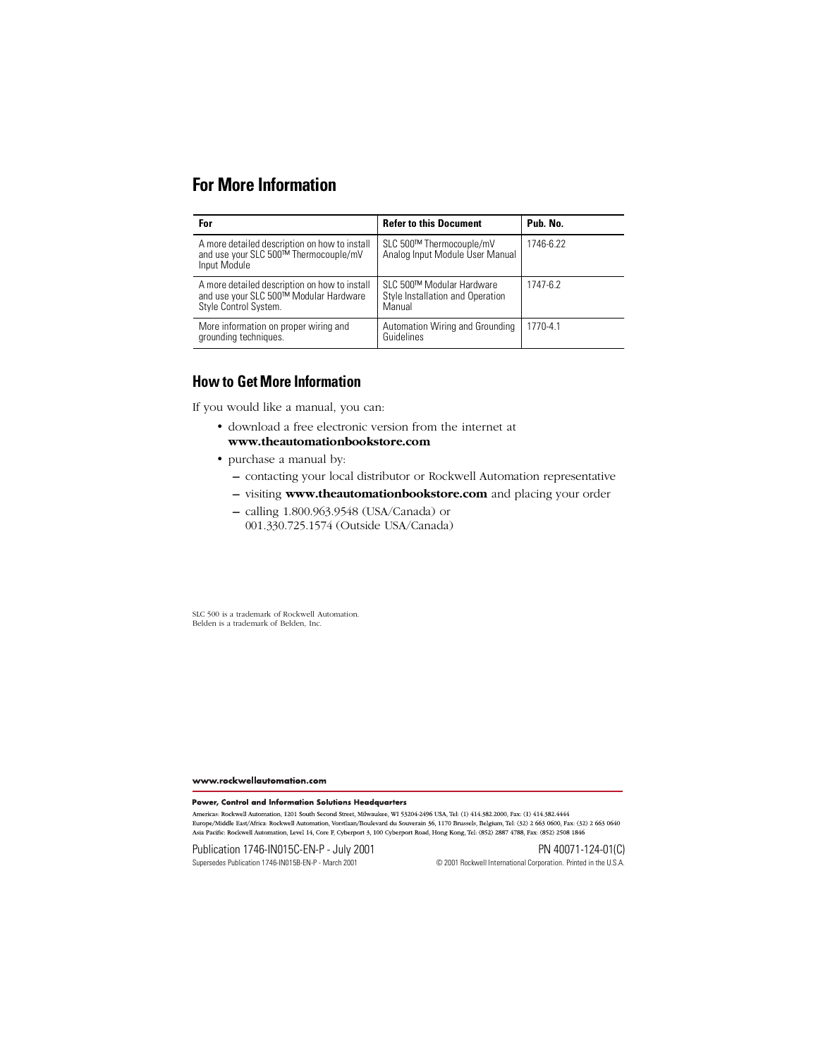## For More Information

| For | Refer to this Document | Pub. No. |
|---|---|---|
| A more detailed description on how to install and use your SLC 500™ Thermocouple/mV Input Module | SLC 500™ Thermocouple/mV Analog Input Module User Manual | 1746-6.22 |
| A more detailed description on how to install and use your SLC 500™ Modular Hardware Style Control System. | SLC 500™ Modular Hardware Style Installation and Operation Manual | 1747-6.2 |
| More information on proper wiring and grounding techniques. | Automation Wiring and Grounding Guidelines | 1770-4.1 |

## How to Get More Information

If you would like a manual, you can:

- download a free electronic version from the internet at **www.theautomationbookstore.com**
- purchase a manual by:
  - contacting your local distributor or Rockwell Automation representative
  - visiting **www.theautomationbookstore.com** and placing your order
  - calling 1.800.963.9548 (USA/Canada) or 001.330.725.1574 (Outside USA/Canada)

SLC 500 is a trademark of Rockwell Automation.
Belden is a trademark of Belden, Inc.

**www.rockwellautomation.com**

**Power, Control and Information Solutions Headquarters**

Americas: Rockwell Automation, 1201 South Second Street, Milwaukee, WI 53204-2496 USA, Tel: (1) 414.382.2000, Fax: (1) 414.382.4444
Europe/Middle East/Africa: Rockwell Automation, Vorstlaan/Boulevard du Souverain 36, 1170 Brussels, Belgium, Tel: (32) 2 663 0600, Fax: (32) 2 663 0640
Asia Pacific: Rockwell Automation, Level 14, Core F, Cyberport 3, 100 Cyberport Road, Hong Kong, Tel: (852) 2887 4788, Fax: (852) 2508 1846

Publication 1746-IN015C-EN-P - July 2001 PN 40071-124-01(C)
Supersedes Publication 1746-IN015B-EN-P - March 2001 © 2001 Rockwell International Corporation. Printed in the U.S.A.